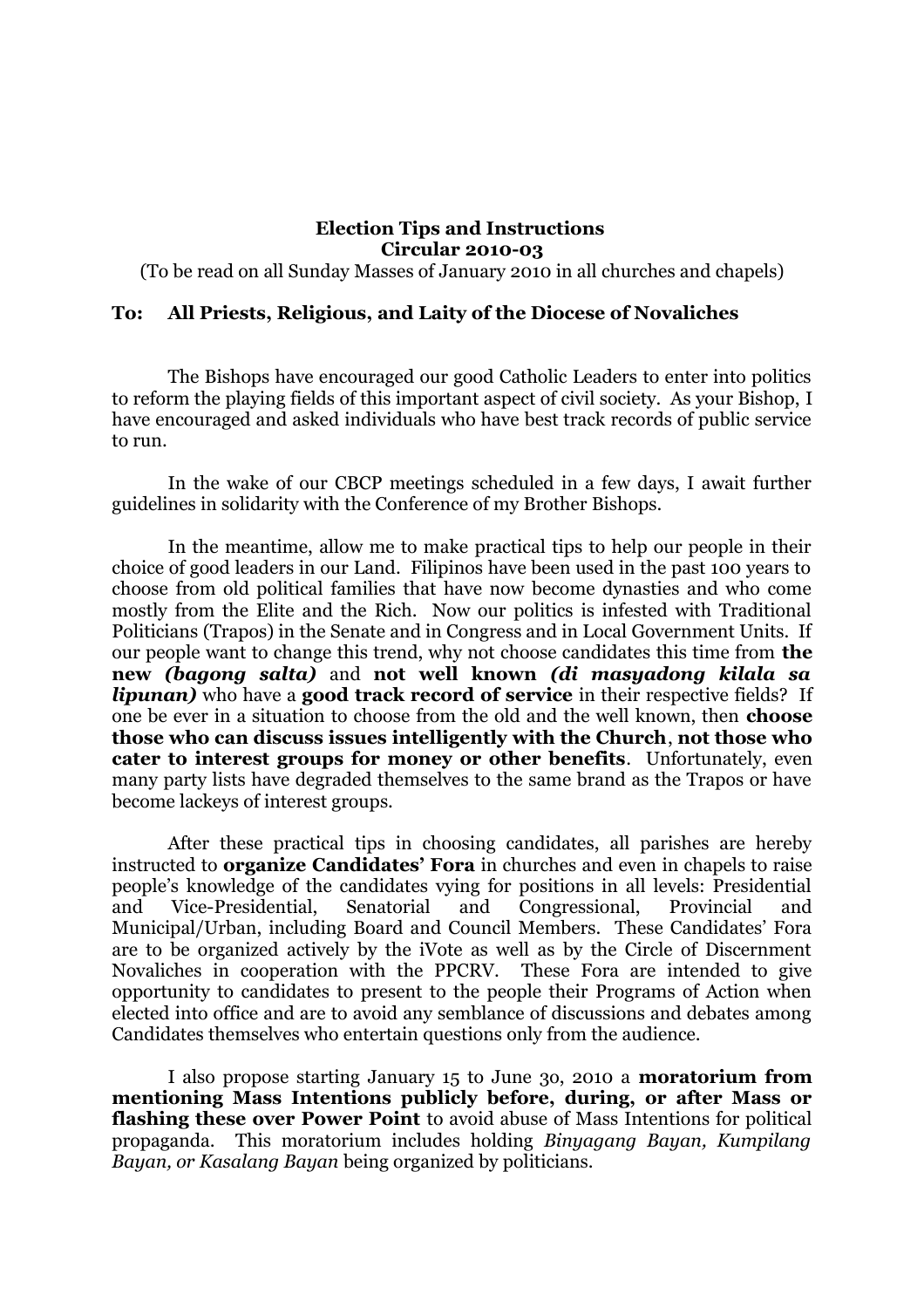**Election Tips and Instructions**
**Circular 2010-03**
(To be read on all Sunday Masses of January 2010 in all churches and chapels)

**To: All Priests, Religious, and Laity of the Diocese of Novaliches**

The Bishops have encouraged our good Catholic Leaders to enter into politics to reform the playing fields of this important aspect of civil society. As your Bishop, I have encouraged and asked individuals who have best track records of public service to run.

In the wake of our CBCP meetings scheduled in a few days, I await further guidelines in solidarity with the Conference of my Brother Bishops.

In the meantime, allow me to make practical tips to help our people in their choice of good leaders in our Land. Filipinos have been used in the past 100 years to choose from old political families that have now become dynasties and who come mostly from the Elite and the Rich. Now our politics is infested with Traditional Politicians (Trapos) in the Senate and in Congress and in Local Government Units. If our people want to change this trend, why not choose candidates this time from **the new *(bagong salta)*** and **not well known *(di masyadong kilala sa lipunan)*** who have a **good track record of service** in their respective fields? If one be ever in a situation to choose from the old and the well known, then **choose those who can discuss issues intelligently with the Church**, **not those who cater to interest groups for money or other benefits**. Unfortunately, even many party lists have degraded themselves to the same brand as the Trapos or have become lackeys of interest groups.

After these practical tips in choosing candidates, all parishes are hereby instructed to **organize Candidates' Fora** in churches and even in chapels to raise people's knowledge of the candidates vying for positions in all levels: Presidential and Vice-Presidential, Senatorial and Congressional, Provincial and Municipal/Urban, including Board and Council Members. These Candidates' Fora are to be organized actively by the iVote as well as by the Circle of Discernment Novaliches in cooperation with the PPCRV. These Fora are intended to give opportunity to candidates to present to the people their Programs of Action when elected into office and are to avoid any semblance of discussions and debates among Candidates themselves who entertain questions only from the audience.

I also propose starting January 15 to June 30, 2010 a **moratorium from mentioning Mass Intentions publicly before, during, or after Mass or flashing these over Power Point** to avoid abuse of Mass Intentions for political propaganda. This moratorium includes holding *Binyagang Bayan, Kumpilang Bayan, or Kasalang Bayan* being organized by politicians.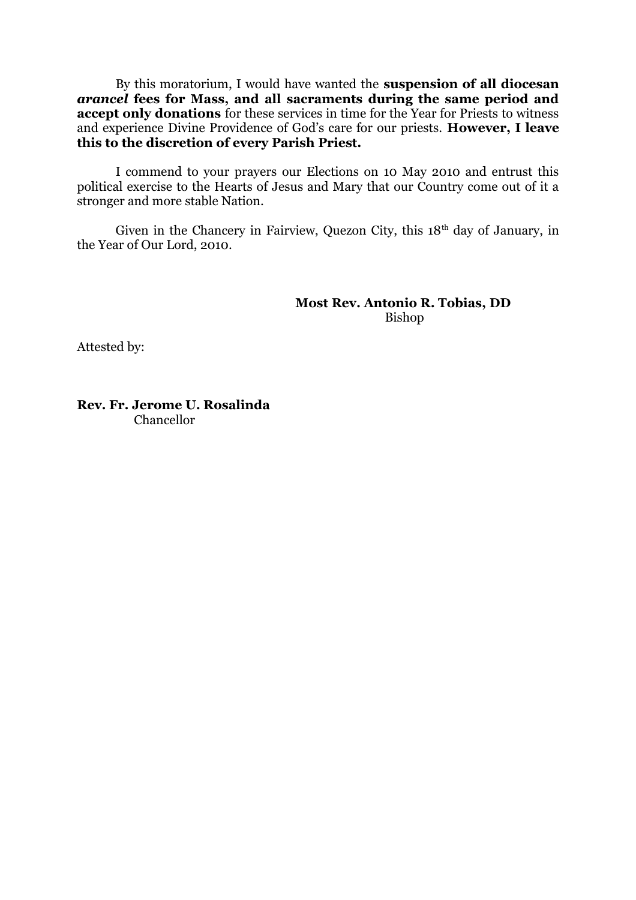By this moratorium, I would have wanted the **suspension of all diocesan *arancel* fees for Mass, and all sacraments during the same period and accept only donations** for these services in time for the Year for Priests to witness and experience Divine Providence of God's care for our priests. **However, I leave this to the discretion of every Parish Priest.**

I commend to your prayers our Elections on 10 May 2010 and entrust this political exercise to the Hearts of Jesus and Mary that our Country come out of it a stronger and more stable Nation.

Given in the Chancery in Fairview, Quezon City, this 18th day of January, in the Year of Our Lord, 2010.

**Most Rev. Antonio R. Tobias, DD**
Bishop

Attested by:

**Rev. Fr. Jerome U. Rosalinda**
Chancellor